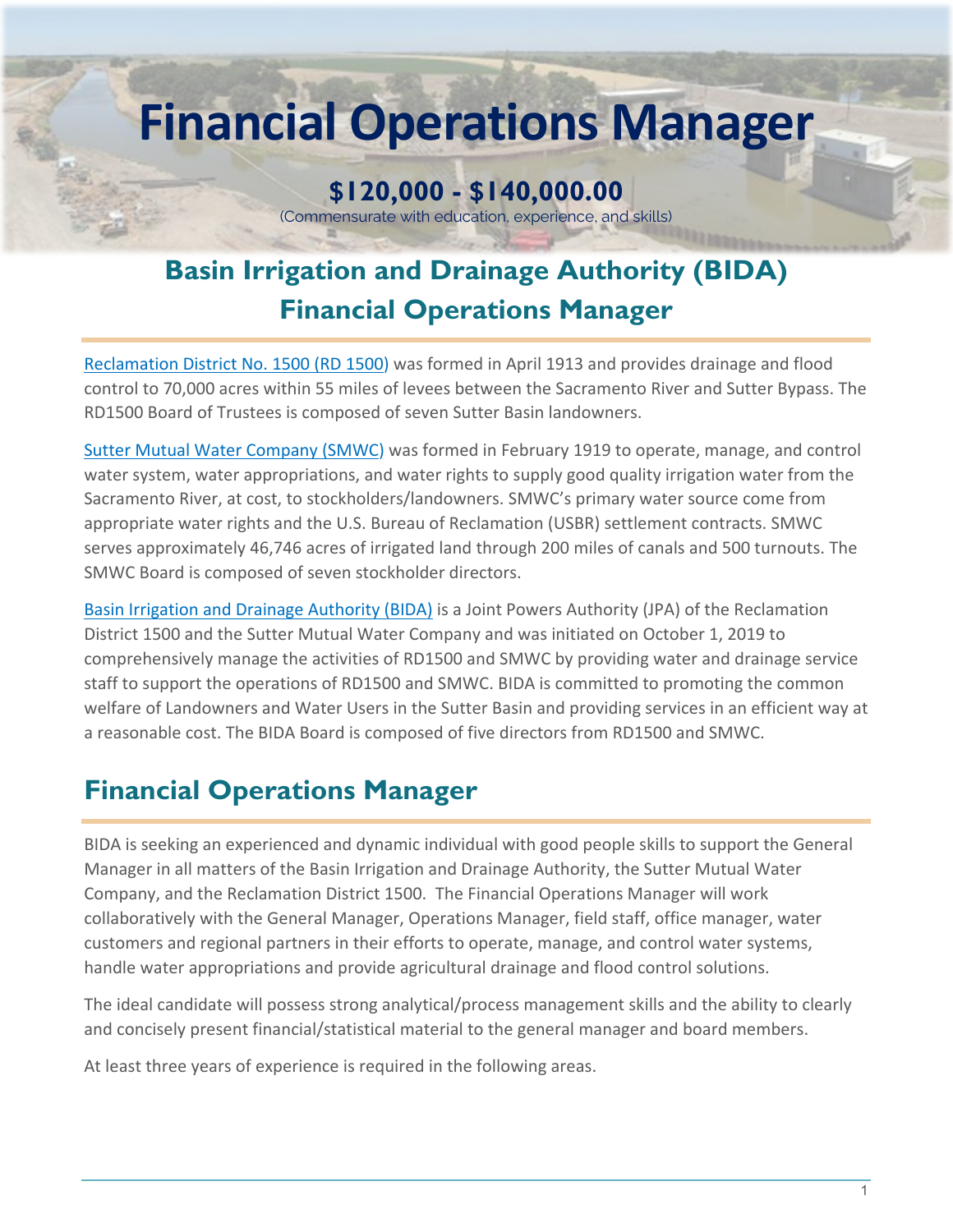# Financial Operations Manager

**$120,000 - $140,000.00**

(Commensurate with education, experience, and skills)

## Basin Irrigation and Drainage Authority (BIDA) Financial Operations Manager

Reclamation District No. 1500 (RD 1500) was formed in April 1913 and provides drainage and flood control to 70,000 acres within 55 miles of levees between the Sacramento River and Sutter Bypass. The RD1500 Board of Trustees is composed of seven Sutter Basin landowners.

Sutter Mutual Water Company (SMWC) was formed in February 1919 to operate, manage, and control water system, water appropriations, and water rights to supply good quality irrigation water from the Sacramento River, at cost, to stockholders/landowners. SMWC's primary water source come from appropriate water rights and the U.S. Bureau of Reclamation (USBR) settlement contracts. SMWC serves approximately 46,746 acres of irrigated land through 200 miles of canals and 500 turnouts. The SMWC Board is composed of seven stockholder directors.

Basin Irrigation and Drainage Authority (BIDA) is a Joint Powers Authority (JPA) of the Reclamation District 1500 and the Sutter Mutual Water Company and was initiated on October 1, 2019 to comprehensively manage the activities of RD1500 and SMWC by providing water and drainage service staff to support the operations of RD1500 and SMWC. BIDA is committed to promoting the common welfare of Landowners and Water Users in the Sutter Basin and providing services in an efficient way at a reasonable cost. The BIDA Board is composed of five directors from RD1500 and SMWC.

## Financial Operations Manager

BIDA is seeking an experienced and dynamic individual with good people skills to support the General Manager in all matters of the Basin Irrigation and Drainage Authority, the Sutter Mutual Water Company, and the Reclamation District 1500. The Financial Operations Manager will work collaboratively with the General Manager, Operations Manager, field staff, office manager, water customers and regional partners in their efforts to operate, manage, and control water systems, handle water appropriations and provide agricultural drainage and flood control solutions.

The ideal candidate will possess strong analytical/process management skills and the ability to clearly and concisely present financial/statistical material to the general manager and board members.

At least three years of experience is required in the following areas.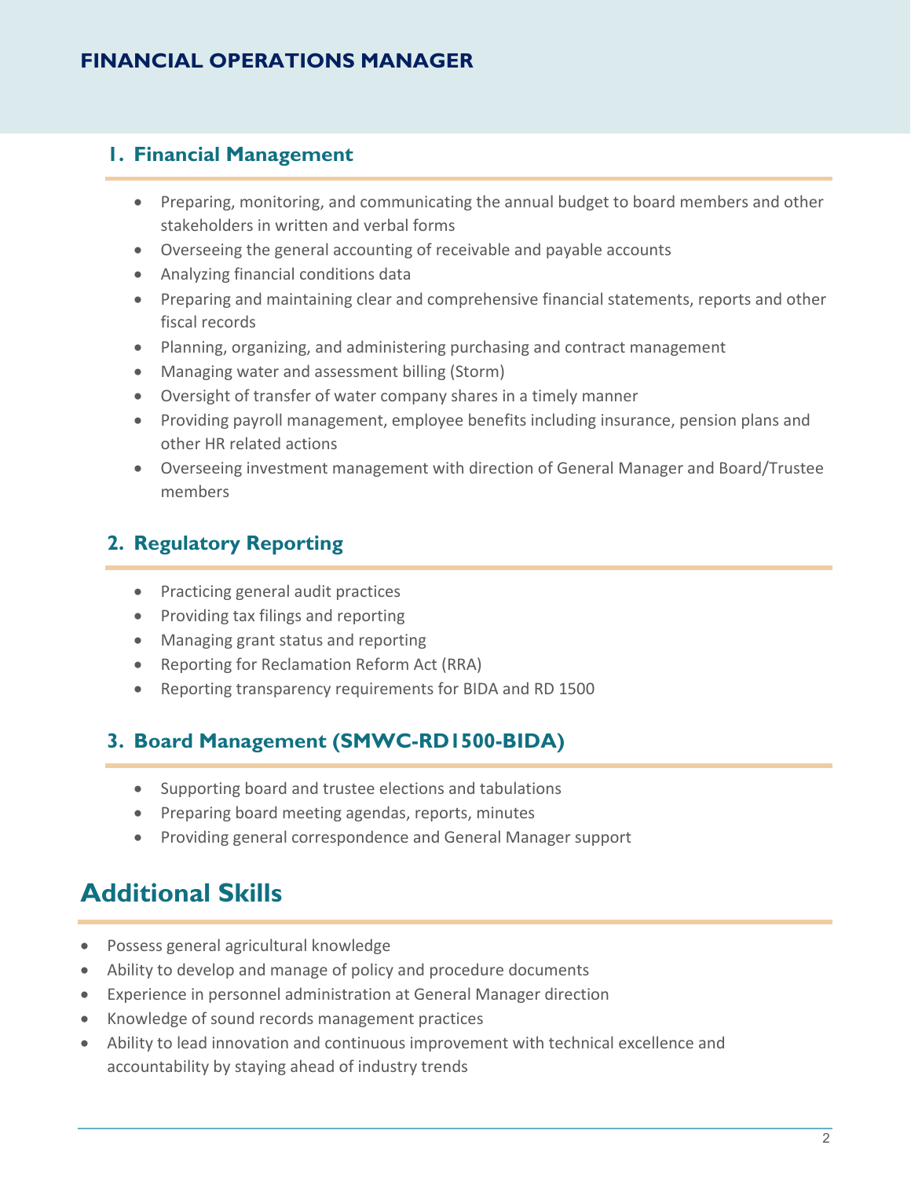## FINANCIAL OPERATIONS MANAGER

### 1. Financial Management

- Preparing, monitoring, and communicating the annual budget to board members and other stakeholders in written and verbal forms
- Overseeing the general accounting of receivable and payable accounts
- Analyzing financial conditions data
- Preparing and maintaining clear and comprehensive financial statements, reports and other fiscal records
- Planning, organizing, and administering purchasing and contract management
- Managing water and assessment billing (Storm)
- Oversight of transfer of water company shares in a timely manner
- Providing payroll management, employee benefits including insurance, pension plans and other HR related actions
- Overseeing investment management with direction of General Manager and Board/Trustee members

### 2. Regulatory Reporting

- Practicing general audit practices
- Providing tax filings and reporting
- Managing grant status and reporting
- Reporting for Reclamation Reform Act (RRA)
- Reporting transparency requirements for BIDA and RD 1500

### 3. Board Management (SMWC-RD1500-BIDA)

- Supporting board and trustee elections and tabulations
- Preparing board meeting agendas, reports, minutes
- Providing general correspondence and General Manager support

## Additional Skills

- Possess general agricultural knowledge
- Ability to develop and manage of policy and procedure documents
- Experience in personnel administration at General Manager direction
- Knowledge of sound records management practices
- Ability to lead innovation and continuous improvement with technical excellence and accountability by staying ahead of industry trends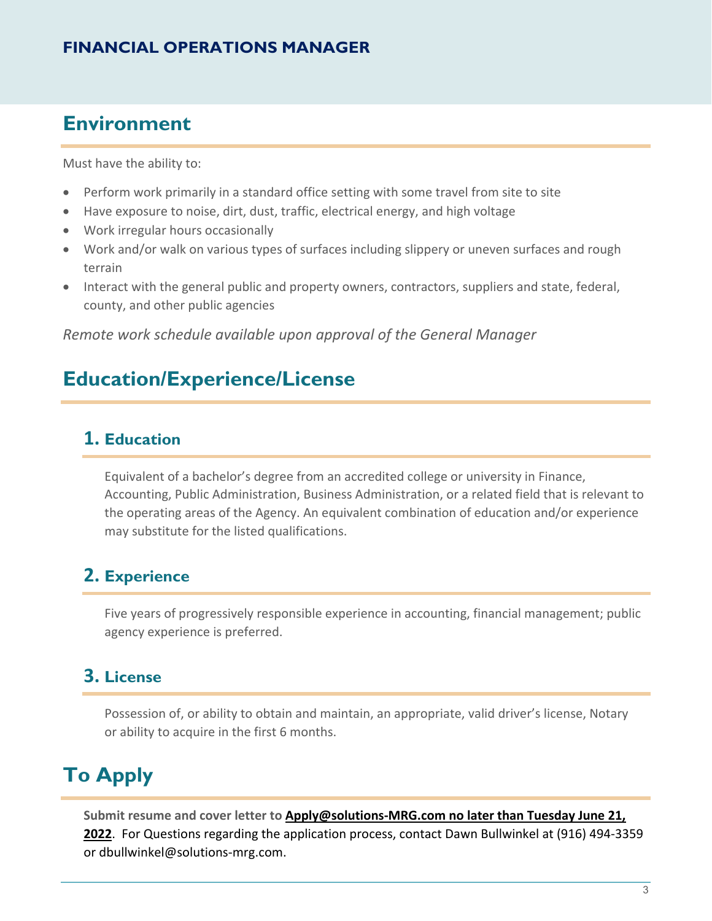# FINANCIAL OPERATIONS MANAGER

## Environment

Must have the ability to:

- Perform work primarily in a standard office setting with some travel from site to site
- Have exposure to noise, dirt, dust, traffic, electrical energy, and high voltage
- Work irregular hours occasionally
- Work and/or walk on various types of surfaces including slippery or uneven surfaces and rough terrain
- Interact with the general public and property owners, contractors, suppliers and state, federal, county, and other public agencies

*Remote work schedule available upon approval of the General Manager*

## Education/Experience/License

### 1. Education

Equivalent of a bachelor's degree from an accredited college or university in Finance, Accounting, Public Administration, Business Administration, or a related field that is relevant to the operating areas of the Agency. An equivalent combination of education and/or experience may substitute for the listed qualifications.

### 2. Experience

Five years of progressively responsible experience in accounting, financial management; public agency experience is preferred.

### 3. License

Possession of, or ability to obtain and maintain, an appropriate, valid driver's license, Notary or ability to acquire in the first 6 months.

## To Apply

**Submit resume and cover letter to Apply@solutions-MRG.com no later than Tuesday June 21, 2022**. For Questions regarding the application process, contact Dawn Bullwinkel at (916) 494-3359 or dbullwinkel@solutions-mrg.com.